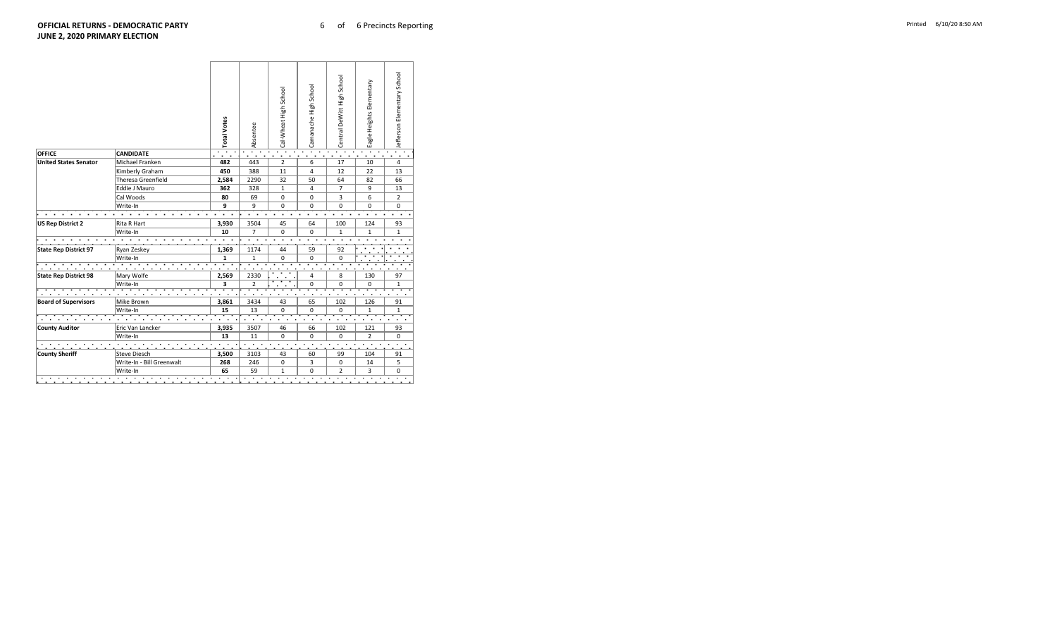**OFFICIAL RETURNS - DEMOCRATIC PARTY**
**JUNE 2, 2020 PRIMARY ELECTION**

6 of 6 Precincts Reporting

Printed 6/10/20 8:50 AM

| OFFICE | CANDIDATE | Total Votes | Absentee | Cal-Wheat High School | Camanache High School | Central DeWitt High School | Eagle Heights Elementary | Jefferson Elementary School |
|---|---|---|---|---|---|---|---|---|
| United States Senator | Michael Franken | **482** | 443 | 2 | 6 | 17 | 10 | 4 |
| | Kimberly Graham | **450** | 388 | 11 | 4 | 12 | 22 | 13 |
| | Theresa Greenfield | **2,584** | 2290 | 32 | 50 | 64 | 82 | 66 |
| | Eddie J Mauro | **362** | 328 | 1 | 4 | 7 | 9 | 13 |
| | Cal Woods | **80** | 69 | 0 | 0 | 3 | 6 | 2 |
| | Write-In | **9** | 9 | 0 | 0 | 0 | 0 | 0 |
| US Rep District 2 | Rita R Hart | **3,930** | 3504 | 45 | 64 | 100 | 124 | 93 |
| | Write-In | **10** | 7 | 0 | 0 | 1 | 1 | 1 |
| State Rep District 97 | Ryan Zeskey | **1,369** | 1174 | 44 | 59 | 92 | | |
| | Write-In | **1** | 1 | 0 | 0 | 0 | | |
| State Rep District 98 | Mary Wolfe | **2,569** | 2330 | | 4 | 8 | 130 | 97 |
| | Write-In | **3** | 2 | | 0 | 0 | 0 | 1 |
| Board of Supervisors | Mike Brown | **3,861** | 3434 | 43 | 65 | 102 | 126 | 91 |
| | Write-In | **15** | 13 | 0 | 0 | 0 | 1 | 1 |
| County Auditor | Eric Van Lancker | **3,935** | 3507 | 46 | 66 | 102 | 121 | 93 |
| | Write-In | **13** | 11 | 0 | 0 | 0 | 2 | 0 |
| County Sheriff | Steve Diesch | **3,500** | 3103 | 43 | 60 | 99 | 104 | 91 |
| | Write-In - Bill Greenwalt | **268** | 246 | 0 | 3 | 0 | 14 | 5 |
| | Write-In | **65** | 59 | 1 | 0 | 2 | 3 | 0 |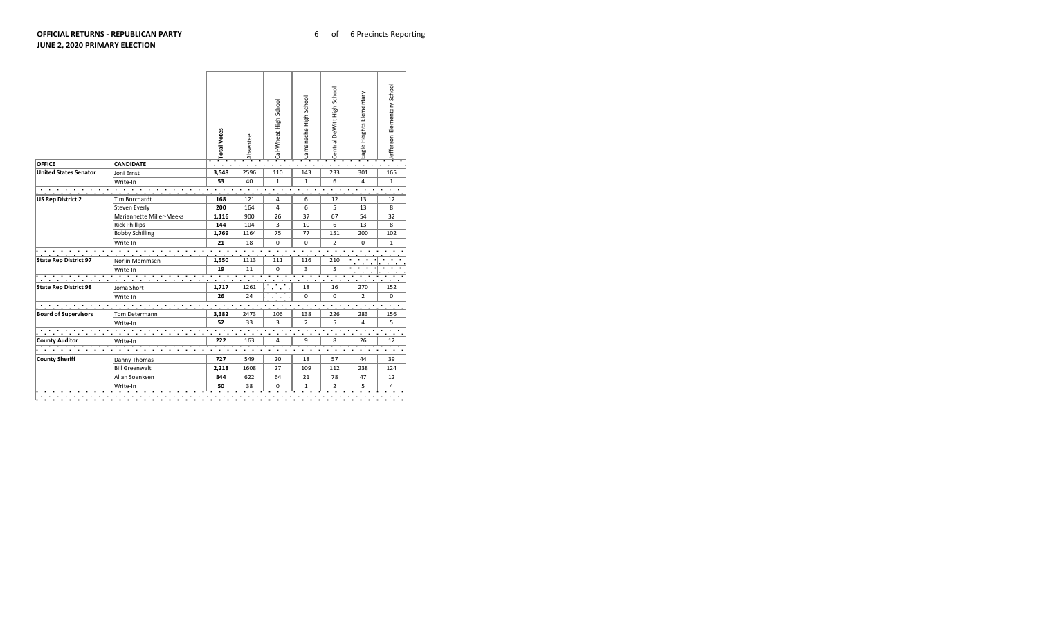**OFFICIAL RETURNS - REPUBLICAN PARTY**

**JUNE 2, 2020 PRIMARY ELECTION**

6 of 6 Precincts Reporting

| OFFICE | CANDIDATE | Total Votes | Absentee | Cal-Wheat High School | Camanache High School | Central DeWitt High School | Eagle Heights Elementary | Jefferson Elementary School |
|---|---|---|---|---|---|---|---|---|
| **United States Senator** | Joni Ernst | **3,548** | 2596 | 110 | 143 | 233 | 301 | 165 |
| | Write-In | **53** | 40 | 1 | 1 | 6 | 4 | 1 |
| **US Rep District 2** | Tim Borchardt | **168** | 121 | 4 | 6 | 12 | 13 | 12 |
| | Steven Everly | **200** | 164 | 4 | 6 | 5 | 13 | 8 |
| | Mariannette Miller-Meeks | **1,116** | 900 | 26 | 37 | 67 | 54 | 32 |
| | Rick Phillips | **144** | 104 | 3 | 10 | 6 | 13 | 8 |
| | Bobby Schilling | **1,769** | 1164 | 75 | 77 | 151 | 200 | 102 |
| | Write-In | **21** | 18 | 0 | 0 | 2 | 0 | 1 |
| **State Rep District 97** | Norlin Mommsen | **1,550** | 1113 | 111 | 116 | 210 | | |
| | Write-In | **19** | 11 | 0 | 3 | 5 | | |
| **State Rep District 98** | Joma Short | **1,717** | 1261 | | 18 | 16 | 270 | 152 |
| | Write-In | **26** | 24 | | 0 | 0 | 2 | 0 |
| **Board of Supervisors** | Tom Determann | **3,382** | 2473 | 106 | 138 | 226 | 283 | 156 |
| | Write-In | **52** | 33 | 3 | 2 | 5 | 4 | 5 |
| **County Auditor** | Write-In | **222** | 163 | 4 | 9 | 8 | 26 | 12 |
| **County Sheriff** | Danny Thomas | **727** | 549 | 20 | 18 | 57 | 44 | 39 |
| | Bill Greenwalt | **2,218** | 1608 | 27 | 109 | 112 | 238 | 124 |
| | Allan Soenksen | **844** | 622 | 64 | 21 | 78 | 47 | 12 |
| | Write-In | **50** | 38 | 0 | 1 | 2 | 5 | 4 |